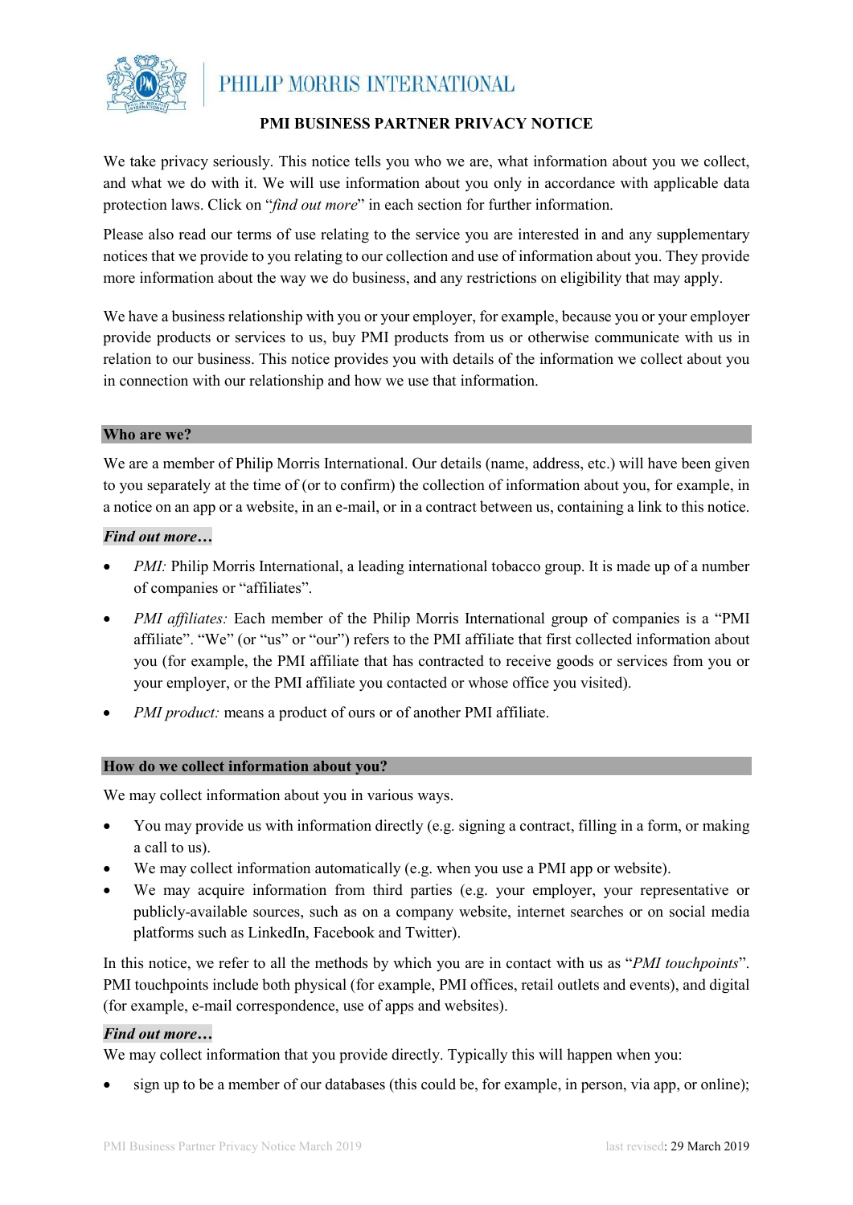# PMI BUSINESS PARTNER PRIVACY NOTICE

We take privacy seriously. This notice tells you who we are, what information about you we collect, and what we do with it. We will use information about you only in accordance with applicable data protection laws. Click on "*find out more*" in each section for further information.

Please also read our terms of use relating to the service you are interested in and any supplementary notices that we provide to you relating to our collection and use of information about you. They provide more information about the way we do business, and any restrictions on eligibility that may apply.

We have a business relationship with you or your employer, for example, because you or your employer provide products or services to us, buy PMI products from us or otherwise communicate with us in relation to our business. This notice provides you with details of the information we collect about you in connection with our relationship and how we use that information.

## Who are we?

We are a member of Philip Morris International. Our details (name, address, etc.) will have been given to you separately at the time of (or to confirm) the collection of information about you, for example, in a notice on an app or a website, in an e-mail, or in a contract between us, containing a link to this notice.

***Find out more…***

- *PMI:* Philip Morris International, a leading international tobacco group. It is made up of a number of companies or "affiliates".
- *PMI affiliates:* Each member of the Philip Morris International group of companies is a "PMI affiliate". "We" (or "us" or "our") refers to the PMI affiliate that first collected information about you (for example, the PMI affiliate that has contracted to receive goods or services from you or your employer, or the PMI affiliate you contacted or whose office you visited).
- *PMI product:* means a product of ours or of another PMI affiliate.

## How do we collect information about you?

We may collect information about you in various ways.

- You may provide us with information directly (e.g. signing a contract, filling in a form, or making a call to us).
- We may collect information automatically (e.g. when you use a PMI app or website).
- We may acquire information from third parties (e.g. your employer, your representative or publicly-available sources, such as on a company website, internet searches or on social media platforms such as LinkedIn, Facebook and Twitter).

In this notice, we refer to all the methods by which you are in contact with us as "*PMI touchpoints*". PMI touchpoints include both physical (for example, PMI offices, retail outlets and events), and digital (for example, e-mail correspondence, use of apps and websites).

***Find out more…***

We may collect information that you provide directly. Typically this will happen when you:

- sign up to be a member of our databases (this could be, for example, in person, via app, or online);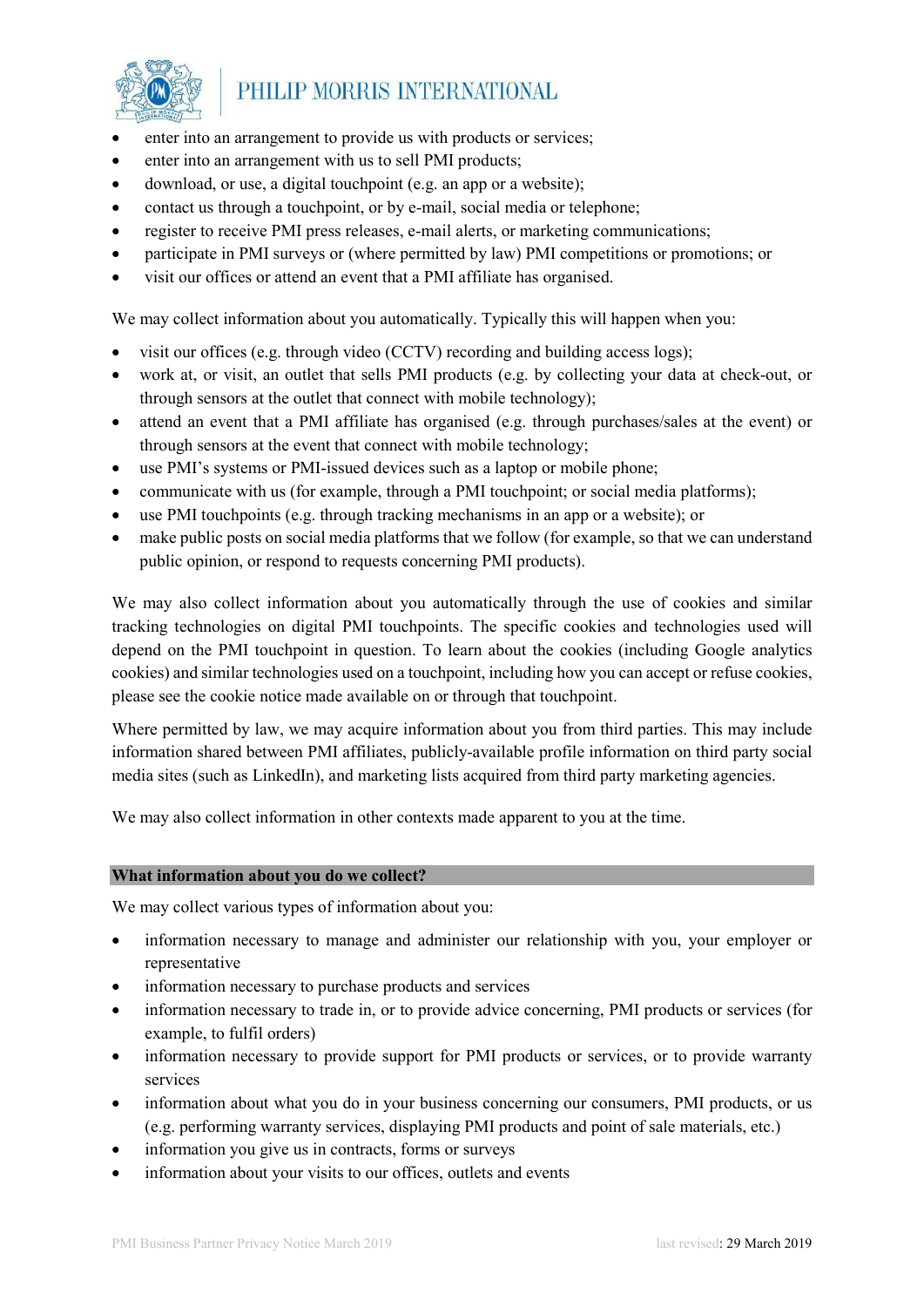- enter into an arrangement to provide us with products or services;
- enter into an arrangement with us to sell PMI products;
- download, or use, a digital touchpoint (e.g. an app or a website);
- contact us through a touchpoint, or by e-mail, social media or telephone;
- register to receive PMI press releases, e-mail alerts, or marketing communications;
- participate in PMI surveys or (where permitted by law) PMI competitions or promotions; or
- visit our offices or attend an event that a PMI affiliate has organised.

We may collect information about you automatically. Typically this will happen when you:

- visit our offices (e.g. through video (CCTV) recording and building access logs);
- work at, or visit, an outlet that sells PMI products (e.g. by collecting your data at check-out, or through sensors at the outlet that connect with mobile technology);
- attend an event that a PMI affiliate has organised (e.g. through purchases/sales at the event) or through sensors at the event that connect with mobile technology;
- use PMI's systems or PMI-issued devices such as a laptop or mobile phone;
- communicate with us (for example, through a PMI touchpoint; or social media platforms);
- use PMI touchpoints (e.g. through tracking mechanisms in an app or a website); or
- make public posts on social media platforms that we follow (for example, so that we can understand public opinion, or respond to requests concerning PMI products).

We may also collect information about you automatically through the use of cookies and similar tracking technologies on digital PMI touchpoints. The specific cookies and technologies used will depend on the PMI touchpoint in question. To learn about the cookies (including Google analytics cookies) and similar technologies used on a touchpoint, including how you can accept or refuse cookies, please see the cookie notice made available on or through that touchpoint.

Where permitted by law, we may acquire information about you from third parties. This may include information shared between PMI affiliates, publicly-available profile information on third party social media sites (such as LinkedIn), and marketing lists acquired from third party marketing agencies.

We may also collect information in other contexts made apparent to you at the time.

## What information about you do we collect?

We may collect various types of information about you:

- information necessary to manage and administer our relationship with you, your employer or representative
- information necessary to purchase products and services
- information necessary to trade in, or to provide advice concerning, PMI products or services (for example, to fulfil orders)
- information necessary to provide support for PMI products or services, or to provide warranty services
- information about what you do in your business concerning our consumers, PMI products, or us (e.g. performing warranty services, displaying PMI products and point of sale materials, etc.)
- information you give us in contracts, forms or surveys
- information about your visits to our offices, outlets and events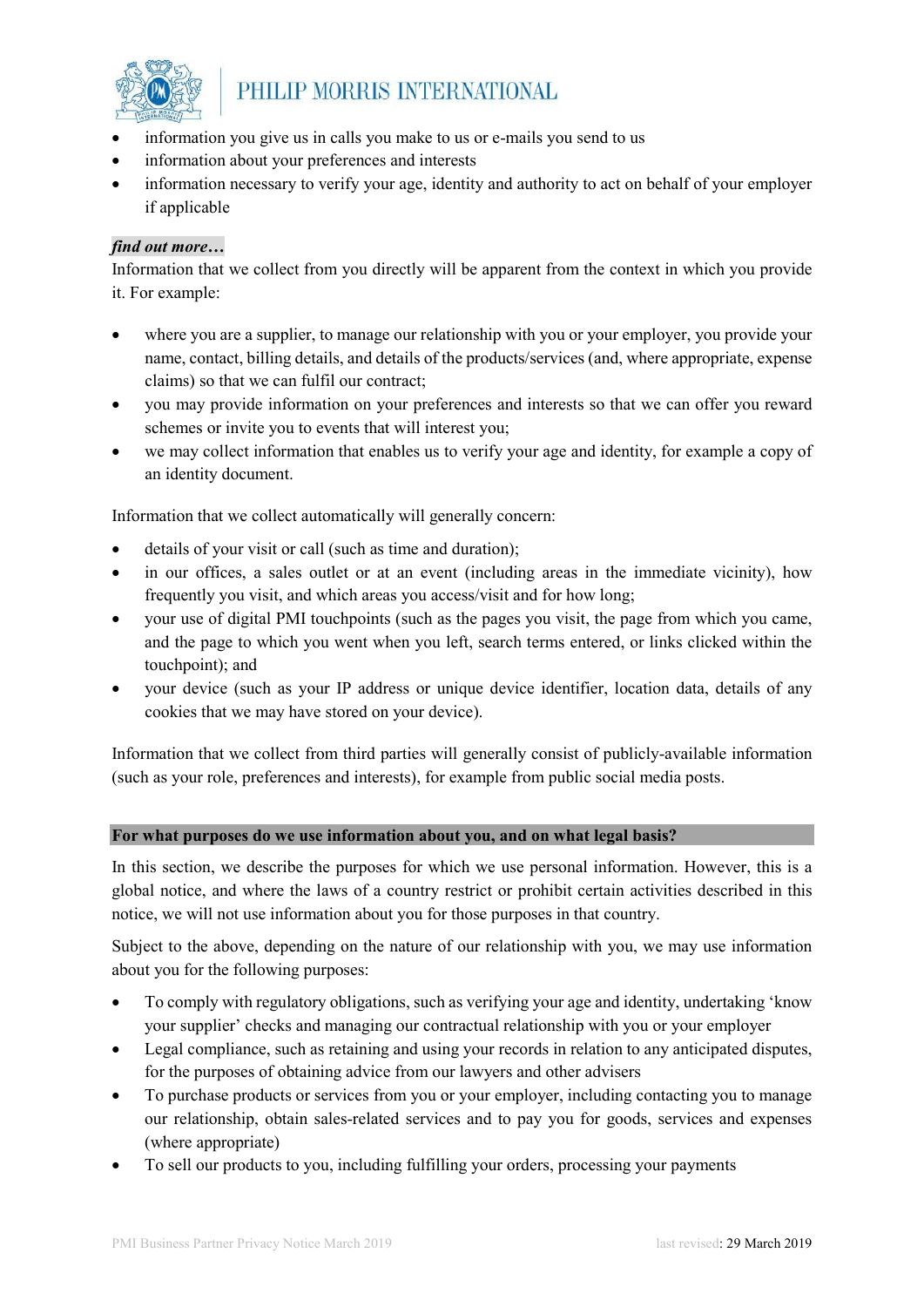- information you give us in calls you make to us or e-mails you send to us
- information about your preferences and interests
- information necessary to verify your age, identity and authority to act on behalf of your employer if applicable

***find out more…***

Information that we collect from you directly will be apparent from the context in which you provide it. For example:

- where you are a supplier, to manage our relationship with you or your employer, you provide your name, contact, billing details, and details of the products/services (and, where appropriate, expense claims) so that we can fulfil our contract;
- you may provide information on your preferences and interests so that we can offer you reward schemes or invite you to events that will interest you;
- we may collect information that enables us to verify your age and identity, for example a copy of an identity document.

Information that we collect automatically will generally concern:

- details of your visit or call (such as time and duration);
- in our offices, a sales outlet or at an event (including areas in the immediate vicinity), how frequently you visit, and which areas you access/visit and for how long;
- your use of digital PMI touchpoints (such as the pages you visit, the page from which you came, and the page to which you went when you left, search terms entered, or links clicked within the touchpoint); and
- your device (such as your IP address or unique device identifier, location data, details of any cookies that we may have stored on your device).

Information that we collect from third parties will generally consist of publicly-available information (such as your role, preferences and interests), for example from public social media posts.

## For what purposes do we use information about you, and on what legal basis?

In this section, we describe the purposes for which we use personal information. However, this is a global notice, and where the laws of a country restrict or prohibit certain activities described in this notice, we will not use information about you for those purposes in that country.

Subject to the above, depending on the nature of our relationship with you, we may use information about you for the following purposes:

- To comply with regulatory obligations, such as verifying your age and identity, undertaking 'know your supplier' checks and managing our contractual relationship with you or your employer
- Legal compliance, such as retaining and using your records in relation to any anticipated disputes, for the purposes of obtaining advice from our lawyers and other advisers
- To purchase products or services from you or your employer, including contacting you to manage our relationship, obtain sales-related services and to pay you for goods, services and expenses (where appropriate)
- To sell our products to you, including fulfilling your orders, processing your payments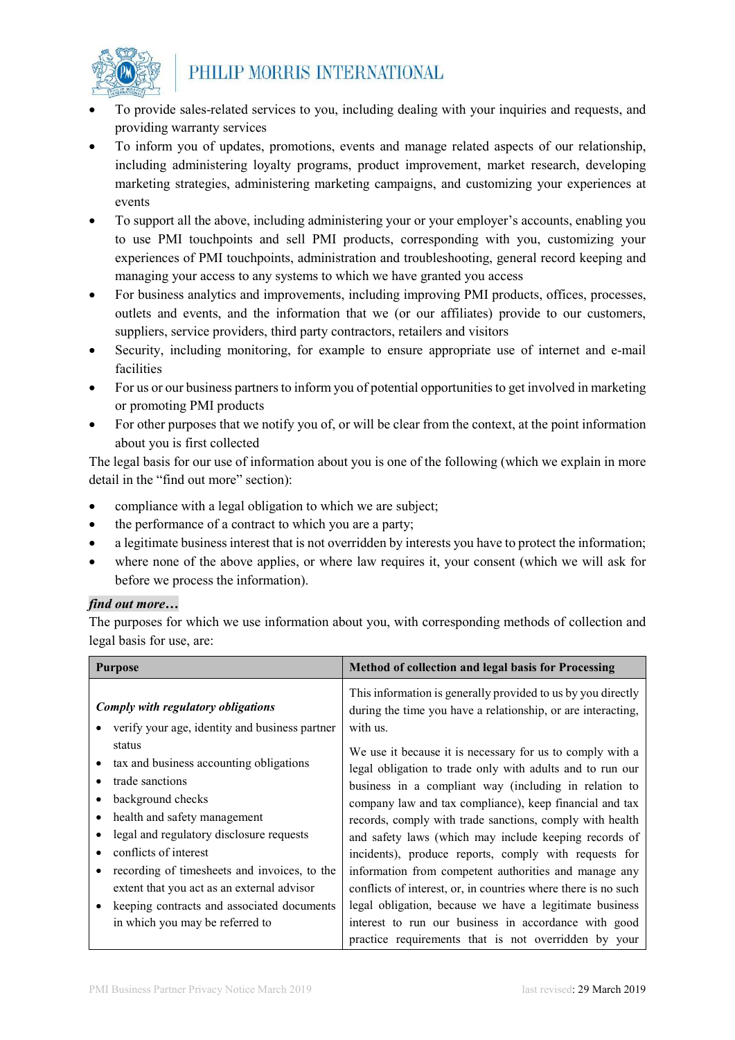- To provide sales-related services to you, including dealing with your inquiries and requests, and providing warranty services
- To inform you of updates, promotions, events and manage related aspects of our relationship, including administering loyalty programs, product improvement, market research, developing marketing strategies, administering marketing campaigns, and customizing your experiences at events
- To support all the above, including administering your or your employer's accounts, enabling you to use PMI touchpoints and sell PMI products, corresponding with you, customizing your experiences of PMI touchpoints, administration and troubleshooting, general record keeping and managing your access to any systems to which we have granted you access
- For business analytics and improvements, including improving PMI products, offices, processes, outlets and events, and the information that we (or our affiliates) provide to our customers, suppliers, service providers, third party contractors, retailers and visitors
- Security, including monitoring, for example to ensure appropriate use of internet and e-mail facilities
- For us or our business partners to inform you of potential opportunities to get involved in marketing or promoting PMI products
- For other purposes that we notify you of, or will be clear from the context, at the point information about you is first collected

The legal basis for our use of information about you is one of the following (which we explain in more detail in the "find out more" section):

- compliance with a legal obligation to which we are subject;
- the performance of a contract to which you are a party;
- a legitimate business interest that is not overridden by interests you have to protect the information;
- where none of the above applies, or where law requires it, your consent (which we will ask for before we process the information).

***find out more…***

The purposes for which we use information about you, with corresponding methods of collection and legal basis for use, are:

| Purpose | Method of collection and legal basis for Processing |
|---|---|
| ***Comply with regulatory obligations*** <br>• verify your age, identity and business partner status <br>• tax and business accounting obligations <br>• trade sanctions <br>• background checks <br>• health and safety management <br>• legal and regulatory disclosure requests <br>• conflicts of interest <br>• recording of timesheets and invoices, to the extent that you act as an external advisor <br>• keeping contracts and associated documents in which you may be referred to | This information is generally provided to us by you directly during the time you have a relationship, or are interacting, with us. <br><br>We use it because it is necessary for us to comply with a legal obligation to trade only with adults and to run our business in a compliant way (including in relation to company law and tax compliance), keep financial and tax records, comply with trade sanctions, comply with health and safety laws (which may include keeping records of incidents), produce reports, comply with requests for information from competent authorities and manage any conflicts of interest, or, in countries where there is no such legal obligation, because we have a legitimate business interest to run our business in accordance with good practice requirements that is not overridden by your |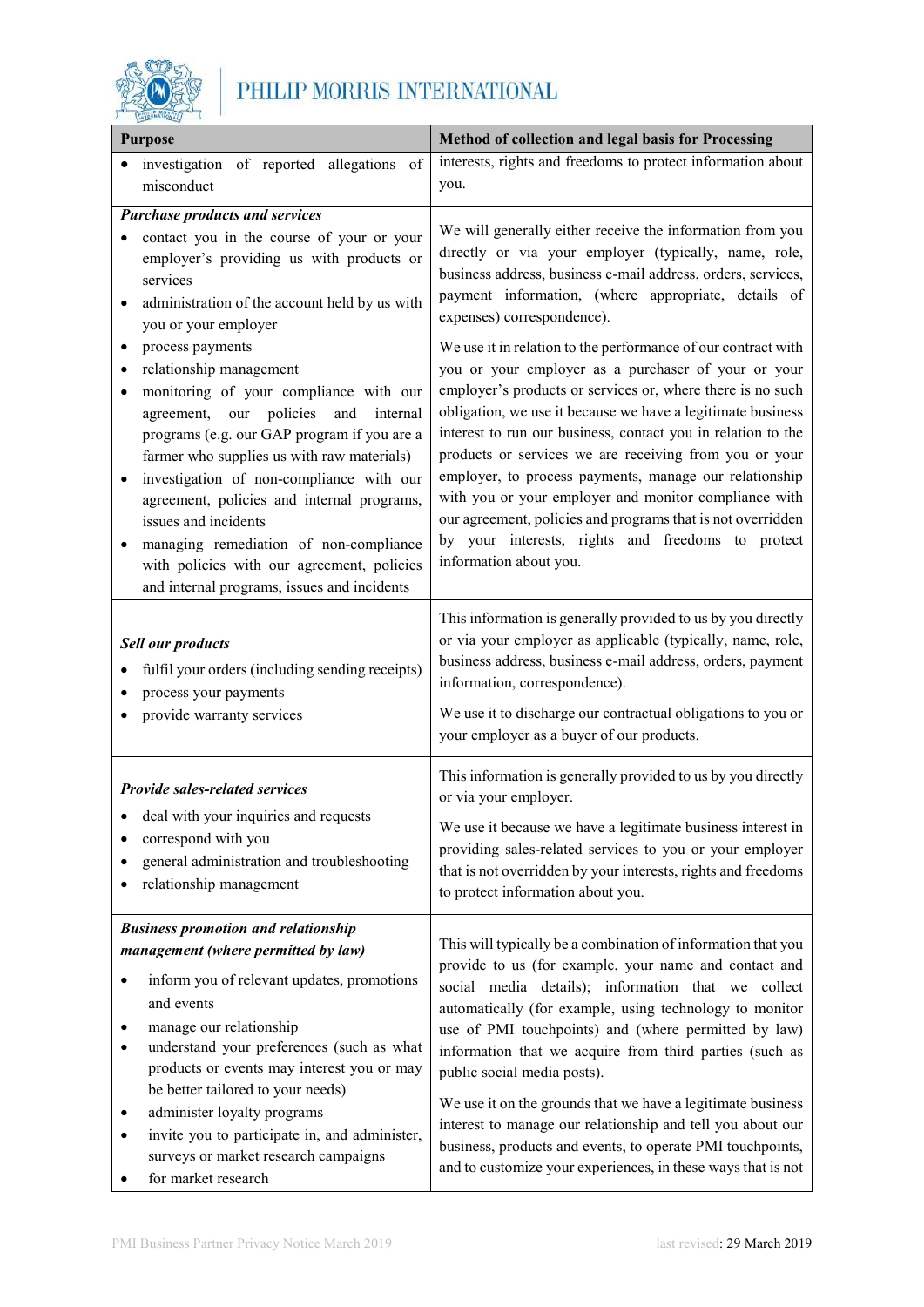| Purpose | Method of collection and legal basis for Processing |
|---|---|
| • investigation of reported allegations of misconduct | interests, rights and freedoms to protect information about you. |
| ***Purchase products and services***<br>• contact you in the course of your or your employer's providing us with products or services<br>• administration of the account held by us with you or your employer<br>• process payments<br>• relationship management<br>• monitoring of your compliance with our agreement, our policies and internal programs (e.g. our GAP program if you are a farmer who supplies us with raw materials)<br>• investigation of non-compliance with our agreement, policies and internal programs, issues and incidents<br>• managing remediation of non-compliance with policies with our agreement, policies and internal programs, issues and incidents | We will generally either receive the information from you directly or via your employer (typically, name, role, business address, business e-mail address, orders, services, payment information, (where appropriate, details of expenses) correspondence).<br><br>We use it in relation to the performance of our contract with you or your employer as a purchaser of your or your employer's products or services or, where there is no such obligation, we use it because we have a legitimate business interest to run our business, contact you in relation to the products or services we are receiving from you or your employer, to process payments, manage our relationship with you or your employer and monitor compliance with our agreement, policies and programs that is not overridden by your interests, rights and freedoms to protect information about you. |
| ***Sell our products***<br>• fulfil your orders (including sending receipts)<br>• process your payments<br>• provide warranty services | This information is generally provided to us by you directly or via your employer as applicable (typically, name, role, business address, business e-mail address, orders, payment information, correspondence).<br><br>We use it to discharge our contractual obligations to you or your employer as a buyer of our products. |
| ***Provide sales-related services***<br>• deal with your inquiries and requests<br>• correspond with you<br>• general administration and troubleshooting<br>• relationship management | This information is generally provided to us by you directly or via your employer.<br><br>We use it because we have a legitimate business interest in providing sales-related services to you or your employer that is not overridden by your interests, rights and freedoms to protect information about you. |
| ***Business promotion and relationship management (where permitted by law)***<br>• inform you of relevant updates, promotions and events<br>• manage our relationship<br>• understand your preferences (such as what products or events may interest you or may be better tailored to your needs)<br>• administer loyalty programs<br>• invite you to participate in, and administer, surveys or market research campaigns<br>• for market research | This will typically be a combination of information that you provide to us (for example, your name and contact and social media details); information that we collect automatically (for example, using technology to monitor use of PMI touchpoints) and (where permitted by law) information that we acquire from third parties (such as public social media posts).<br><br>We use it on the grounds that we have a legitimate business interest to manage our relationship and tell you about our business, products and events, to operate PMI touchpoints, and to customize your experiences, in these ways that is not |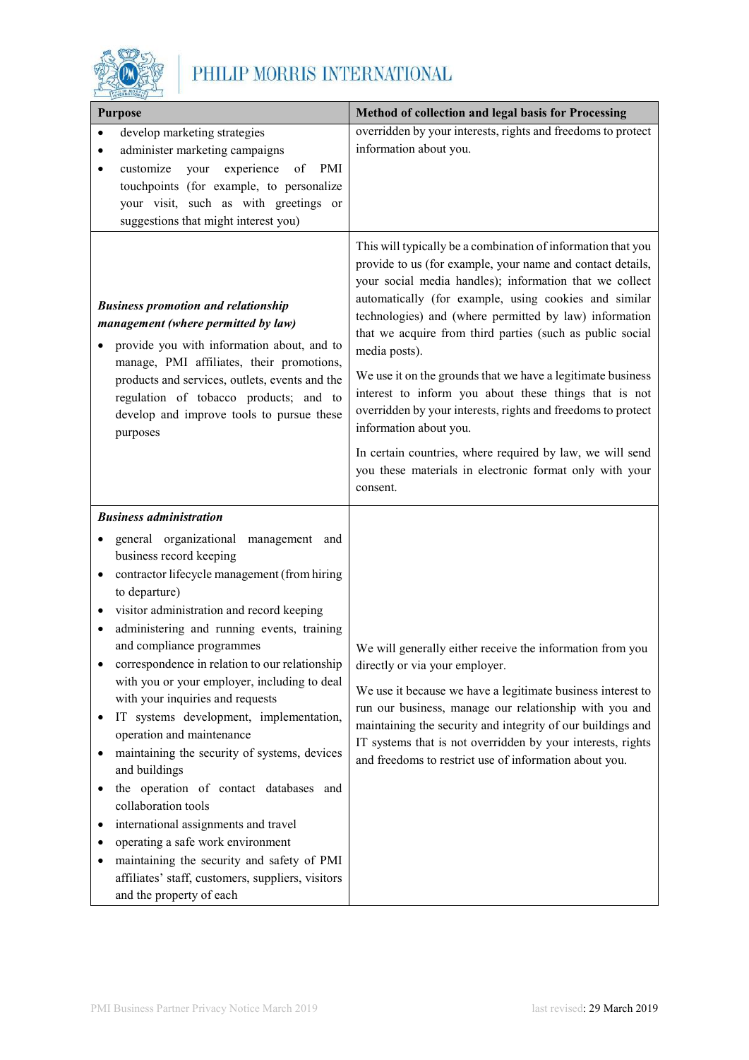| Purpose | Method of collection and legal basis for Processing |
| --- | --- |
| • develop marketing strategies<br>• administer marketing campaigns<br>• customize your experience of PMI touchpoints (for example, to personalize your visit, such as with greetings or suggestions that might interest you) | overridden by your interests, rights and freedoms to protect information about you. |
| ***Business promotion and relationship management (where permitted by law)***<br>• provide you with information about, and to manage, PMI affiliates, their promotions, products and services, outlets, events and the regulation of tobacco products; and to develop and improve tools to pursue these purposes | This will typically be a combination of information that you provide to us (for example, your name and contact details, your social media handles); information that we collect automatically (for example, using cookies and similar technologies) and (where permitted by law) information that we acquire from third parties (such as public social media posts).<br><br>We use it on the grounds that we have a legitimate business interest to inform you about these things that is not overridden by your interests, rights and freedoms to protect information about you.<br><br>In certain countries, where required by law, we will send you these materials in electronic format only with your consent. |
| ***Business administration***<br>• general organizational management and business record keeping<br>• contractor lifecycle management (from hiring to departure)<br>• visitor administration and record keeping<br>• administering and running events, training and compliance programmes<br>• correspondence in relation to our relationship with you or your employer, including to deal with your inquiries and requests<br>• IT systems development, implementation, operation and maintenance<br>• maintaining the security of systems, devices and buildings<br>• the operation of contact databases and collaboration tools<br>• international assignments and travel<br>• operating a safe work environment<br>• maintaining the security and safety of PMI affiliates' staff, customers, suppliers, visitors and the property of each | We will generally either receive the information from you directly or via your employer.<br><br>We use it because we have a legitimate business interest to run our business, manage our relationship with you and maintaining the security and integrity of our buildings and IT systems that is not overridden by your interests, rights and freedoms to restrict use of information about you. |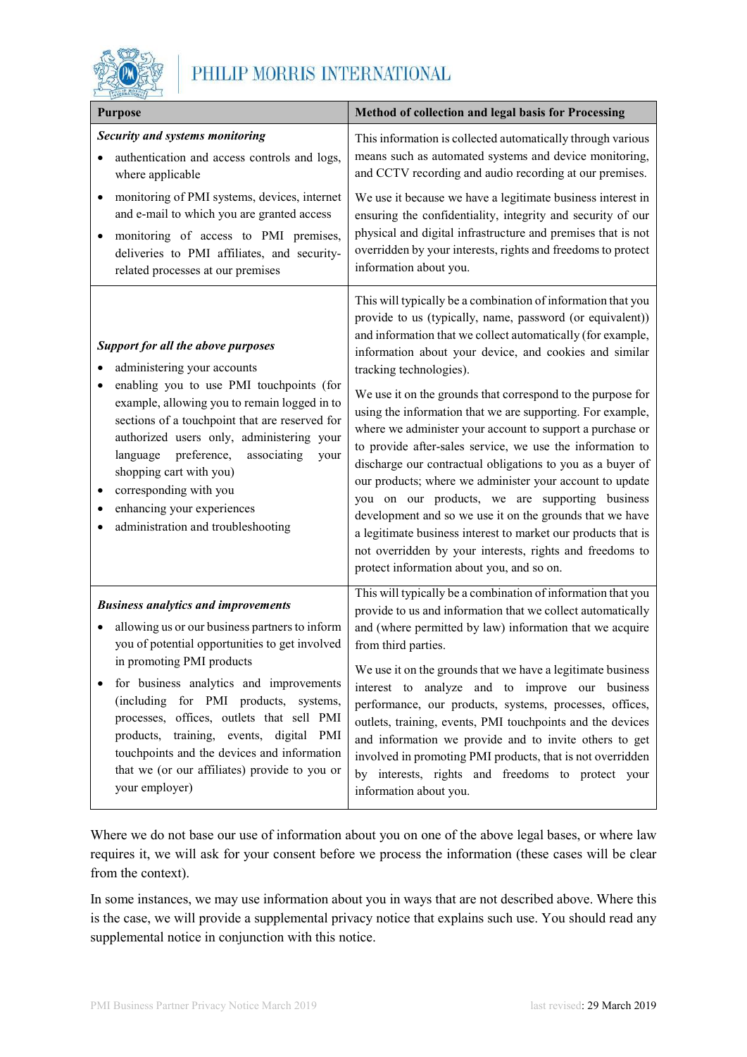| Purpose | Method of collection and legal basis for Processing |
|---|---|
| ***Security and systems monitoring***<br>• authentication and access controls and logs, where applicable<br>• monitoring of PMI systems, devices, internet and e-mail to which you are granted access<br>• monitoring of access to PMI premises, deliveries to PMI affiliates, and security-related processes at our premises | This information is collected automatically through various means such as automated systems and device monitoring, and CCTV recording and audio recording at our premises.<br><br>We use it because we have a legitimate business interest in ensuring the confidentiality, integrity and security of our physical and digital infrastructure and premises that is not overridden by your interests, rights and freedoms to protect information about you. |
| ***Support for all the above purposes***<br>• administering your accounts<br>• enabling you to use PMI touchpoints (for example, allowing you to remain logged in to sections of a touchpoint that are reserved for authorized users only, administering your language preference, associating your shopping cart with you)<br>• corresponding with you<br>• enhancing your experiences<br>• administration and troubleshooting | This will typically be a combination of information that you provide to us (typically, name, password (or equivalent)) and information that we collect automatically (for example, information about your device, and cookies and similar tracking technologies).<br><br>We use it on the grounds that correspond to the purpose for using the information that we are supporting. For example, where we administer your account to support a purchase or to provide after-sales service, we use the information to discharge our contractual obligations to you as a buyer of our products; where we administer your account to update you on our products, we are supporting business development and so we use it on the grounds that we have a legitimate business interest to market our products that is not overridden by your interests, rights and freedoms to protect information about you, and so on. |
| ***Business analytics and improvements***<br>• allowing us or our business partners to inform you of potential opportunities to get involved in promoting PMI products<br>• for business analytics and improvements (including for PMI products, systems, processes, offices, outlets that sell PMI products, training, events, digital PMI touchpoints and the devices and information that we (or our affiliates) provide to you or your employer) | This will typically be a combination of information that you provide to us and information that we collect automatically and (where permitted by law) information that we acquire from third parties.<br><br>We use it on the grounds that we have a legitimate business interest to analyze and to improve our business performance, our products, systems, processes, offices, outlets, training, events, PMI touchpoints and the devices and information we provide and to invite others to get involved in promoting PMI products, that is not overridden by interests, rights and freedoms to protect your information about you. |

Where we do not base our use of information about you on one of the above legal bases, or where law requires it, we will ask for your consent before we process the information (these cases will be clear from the context).

In some instances, we may use information about you in ways that are not described above. Where this is the case, we will provide a supplemental privacy notice that explains such use. You should read any supplemental notice in conjunction with this notice.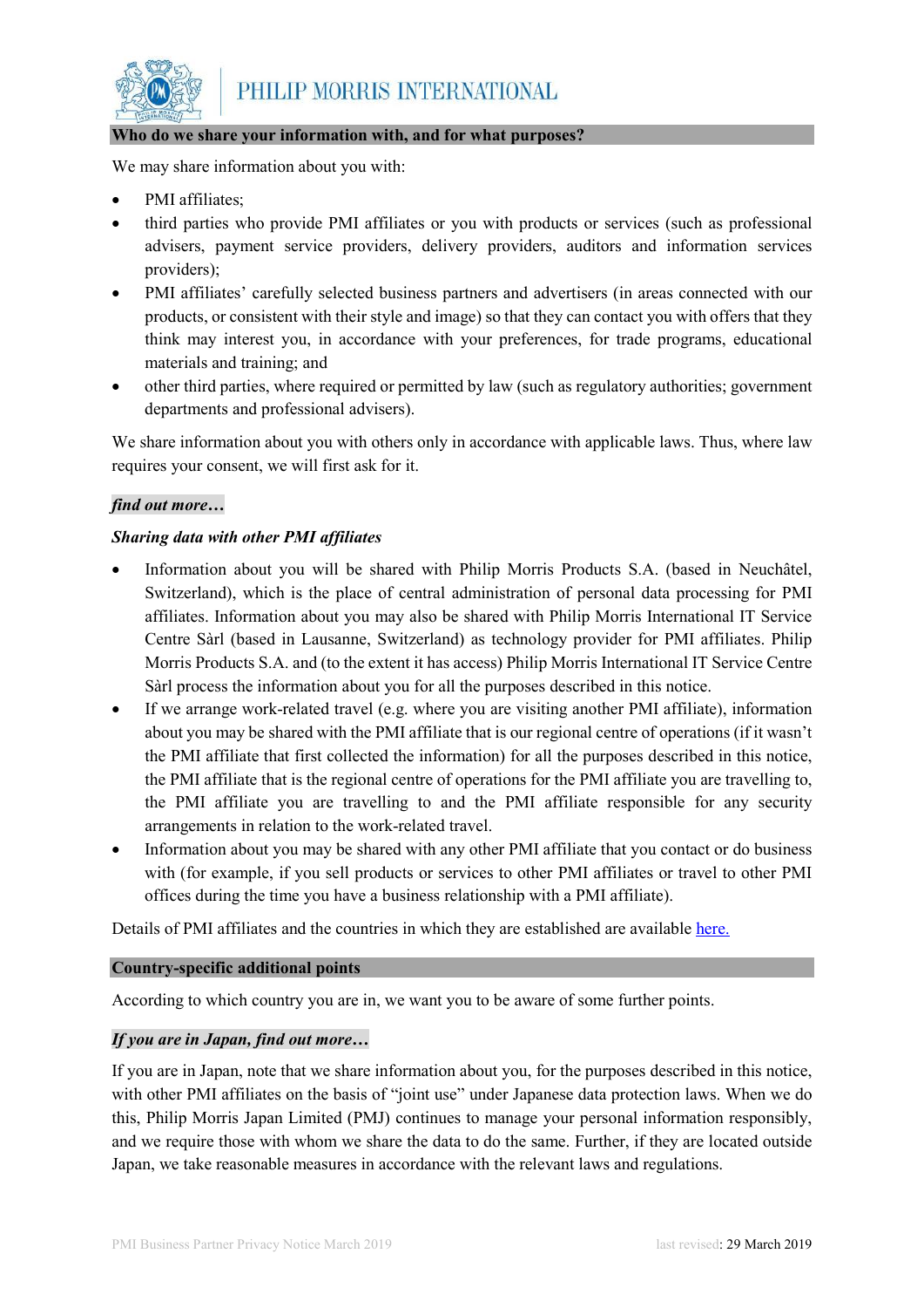## Who do we share your information with, and for what purposes?

We may share information about you with:

- PMI affiliates;
- third parties who provide PMI affiliates or you with products or services (such as professional advisers, payment service providers, delivery providers, auditors and information services providers);
- PMI affiliates' carefully selected business partners and advertisers (in areas connected with our products, or consistent with their style and image) so that they can contact you with offers that they think may interest you, in accordance with your preferences, for trade programs, educational materials and training; and
- other third parties, where required or permitted by law (such as regulatory authorities; government departments and professional advisers).

We share information about you with others only in accordance with applicable laws. Thus, where law requires your consent, we will first ask for it.

***find out more…***

***Sharing data with other PMI affiliates***

- Information about you will be shared with Philip Morris Products S.A. (based in Neuchâtel, Switzerland), which is the place of central administration of personal data processing for PMI affiliates. Information about you may also be shared with Philip Morris International IT Service Centre Sàrl (based in Lausanne, Switzerland) as technology provider for PMI affiliates. Philip Morris Products S.A. and (to the extent it has access) Philip Morris International IT Service Centre Sàrl process the information about you for all the purposes described in this notice.
- If we arrange work-related travel (e.g. where you are visiting another PMI affiliate), information about you may be shared with the PMI affiliate that is our regional centre of operations (if it wasn't the PMI affiliate that first collected the information) for all the purposes described in this notice, the PMI affiliate that is the regional centre of operations for the PMI affiliate you are travelling to, the PMI affiliate you are travelling to and the PMI affiliate responsible for any security arrangements in relation to the work-related travel.
- Information about you may be shared with any other PMI affiliate that you contact or do business with (for example, if you sell products or services to other PMI affiliates or travel to other PMI offices during the time you have a business relationship with a PMI affiliate).

Details of PMI affiliates and the countries in which they are established are available here.

## Country-specific additional points

According to which country you are in, we want you to be aware of some further points.

***If you are in Japan, find out more…***

If you are in Japan, note that we share information about you, for the purposes described in this notice, with other PMI affiliates on the basis of "joint use" under Japanese data protection laws. When we do this, Philip Morris Japan Limited (PMJ) continues to manage your personal information responsibly, and we require those with whom we share the data to do the same. Further, if they are located outside Japan, we take reasonable measures in accordance with the relevant laws and regulations.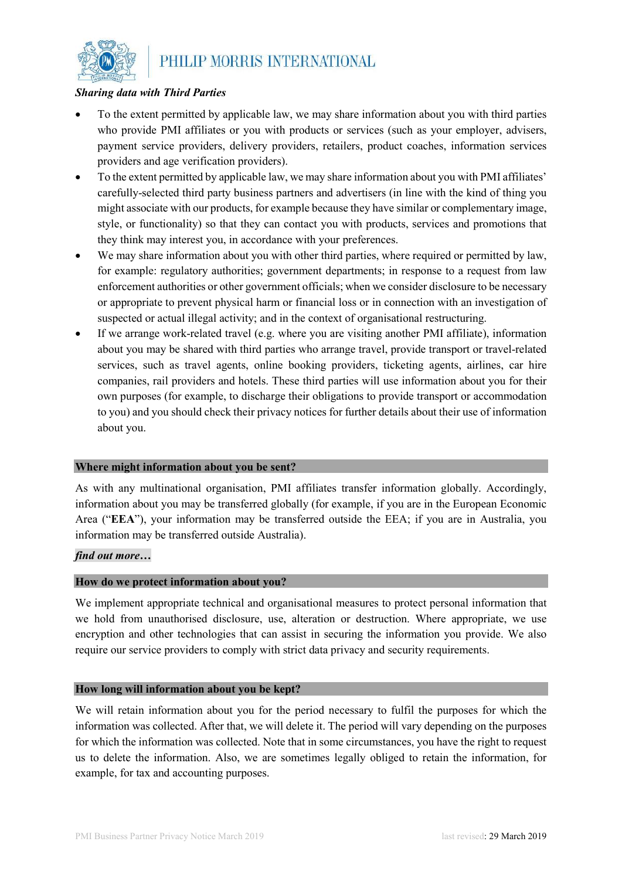***Sharing data with Third Parties***

- To the extent permitted by applicable law, we may share information about you with third parties who provide PMI affiliates or you with products or services (such as your employer, advisers, payment service providers, delivery providers, retailers, product coaches, information services providers and age verification providers).
- To the extent permitted by applicable law, we may share information about you with PMI affiliates' carefully-selected third party business partners and advertisers (in line with the kind of thing you might associate with our products, for example because they have similar or complementary image, style, or functionality) so that they can contact you with products, services and promotions that they think may interest you, in accordance with your preferences.
- We may share information about you with other third parties, where required or permitted by law, for example: regulatory authorities; government departments; in response to a request from law enforcement authorities or other government officials; when we consider disclosure to be necessary or appropriate to prevent physical harm or financial loss or in connection with an investigation of suspected or actual illegal activity; and in the context of organisational restructuring.
- If we arrange work-related travel (e.g. where you are visiting another PMI affiliate), information about you may be shared with third parties who arrange travel, provide transport or travel-related services, such as travel agents, online booking providers, ticketing agents, airlines, car hire companies, rail providers and hotels. These third parties will use information about you for their own purposes (for example, to discharge their obligations to provide transport or accommodation to you) and you should check their privacy notices for further details about their use of information about you.

## Where might information about you be sent?

As with any multinational organisation, PMI affiliates transfer information globally. Accordingly, information about you may be transferred globally (for example, if you are in the European Economic Area ("**EEA**"), your information may be transferred outside the EEA; if you are in Australia, you information may be transferred outside Australia).

***find out more…***

## How do we protect information about you?

We implement appropriate technical and organisational measures to protect personal information that we hold from unauthorised disclosure, use, alteration or destruction. Where appropriate, we use encryption and other technologies that can assist in securing the information you provide. We also require our service providers to comply with strict data privacy and security requirements.

## How long will information about you be kept?

We will retain information about you for the period necessary to fulfil the purposes for which the information was collected. After that, we will delete it. The period will vary depending on the purposes for which the information was collected. Note that in some circumstances, you have the right to request us to delete the information. Also, we are sometimes legally obliged to retain the information, for example, for tax and accounting purposes.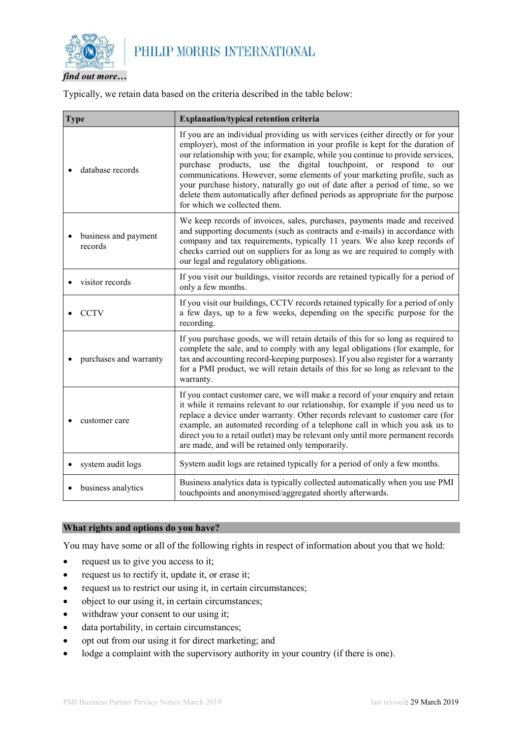*find out more…*

Typically, we retain data based on the criteria described in the table below:

| Type | Explanation/typical retention criteria |
| --- | --- |
| • database records | If you are an individual providing us with services (either directly or for your employer), most of the information in your profile is kept for the duration of our relationship with you; for example, while you continue to provide services, purchase products, use the digital touchpoint, or respond to our communications. However, some elements of your marketing profile, such as your purchase history, naturally go out of date after a period of time, so we delete them automatically after defined periods as appropriate for the purpose for which we collected them. |
| • business and payment records | We keep records of invoices, sales, purchases, payments made and received and supporting documents (such as contracts and e-mails) in accordance with company and tax requirements, typically 11 years. We also keep records of checks carried out on suppliers for as long as we are required to comply with our legal and regulatory obligations. |
| • visitor records | If you visit our buildings, visitor records are retained typically for a period of only a few months. |
| • CCTV | If you visit our buildings, CCTV records retained typically for a period of only a few days, up to a few weeks, depending on the specific purpose for the recording. |
| • purchases and warranty | If you purchase goods, we will retain details of this for so long as required to complete the sale, and to comply with any legal obligations (for example, for tax and accounting record-keeping purposes). If you also register for a warranty for a PMI product, we will retain details of this for so long as relevant to the warranty. |
| • customer care | If you contact customer care, we will make a record of your enquiry and retain it while it remains relevant to our relationship, for example if you need us to replace a device under warranty. Other records relevant to customer care (for example, an automated recording of a telephone call in which you ask us to direct you to a retail outlet) may be relevant only until more permanent records are made, and will be retained only temporarily. |
| • system audit logs | System audit logs are retained typically for a period of only a few months. |
| • business analytics | Business analytics data is typically collected automatically when you use PMI touchpoints and anonymised/aggregated shortly afterwards. |

## What rights and options do you have?

You may have some or all of the following rights in respect of information about you that we hold:

- request us to give you access to it;
- request us to rectify it, update it, or erase it;
- request us to restrict our using it, in certain circumstances;
- object to our using it, in certain circumstances;
- withdraw your consent to our using it;
- data portability, in certain circumstances;
- opt out from our using it for direct marketing; and
- lodge a complaint with the supervisory authority in your country (if there is one).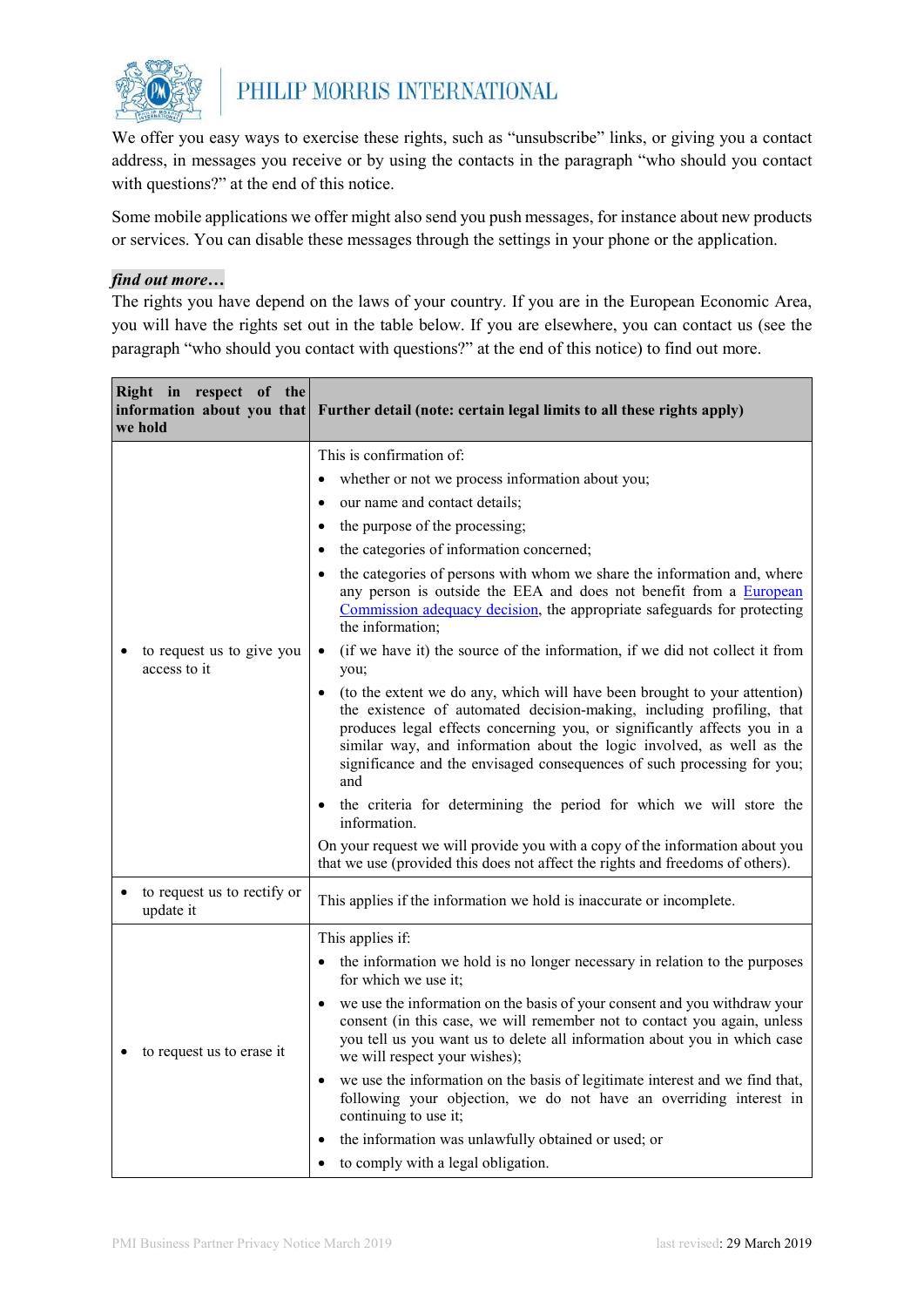We offer you easy ways to exercise these rights, such as "unsubscribe" links, or giving you a contact address, in messages you receive or by using the contacts in the paragraph "who should you contact with questions?" at the end of this notice.

Some mobile applications we offer might also send you push messages, for instance about new products or services. You can disable these messages through the settings in your phone or the application.

***find out more…***

The rights you have depend on the laws of your country. If you are in the European Economic Area, you will have the rights set out in the table below. If you are elsewhere, you can contact us (see the paragraph "who should you contact with questions?" at the end of this notice) to find out more.

| **Right in respect of the information about you that we hold** | **Further detail (note: certain legal limits to all these rights apply)** |
|---|---|
| • to request us to give you access to it | This is confirmation of:<br>• whether or not we process information about you;<br>• our name and contact details;<br>• the purpose of the processing;<br>• the categories of information concerned;<br>• the categories of persons with whom we share the information and, where any person is outside the EEA and does not benefit from a European Commission adequacy decision, the appropriate safeguards for protecting the information;<br>• (if we have it) the source of the information, if we did not collect it from you;<br>• (to the extent we do any, which will have been brought to your attention) the existence of automated decision-making, including profiling, that produces legal effects concerning you, or significantly affects you in a similar way, and information about the logic involved, as well as the significance and the envisaged consequences of such processing for you; and<br>• the criteria for determining the period for which we will store the information.<br>On your request we will provide you with a copy of the information about you that we use (provided this does not affect the rights and freedoms of others). |
| • to request us to rectify or update it | This applies if the information we hold is inaccurate or incomplete. |
| • to request us to erase it | This applies if:<br>• the information we hold is no longer necessary in relation to the purposes for which we use it;<br>• we use the information on the basis of your consent and you withdraw your consent (in this case, we will remember not to contact you again, unless you tell us you want us to delete all information about you in which case we will respect your wishes);<br>• we use the information on the basis of legitimate interest and we find that, following your objection, we do not have an overriding interest in continuing to use it;<br>• the information was unlawfully obtained or used; or<br>• to comply with a legal obligation. |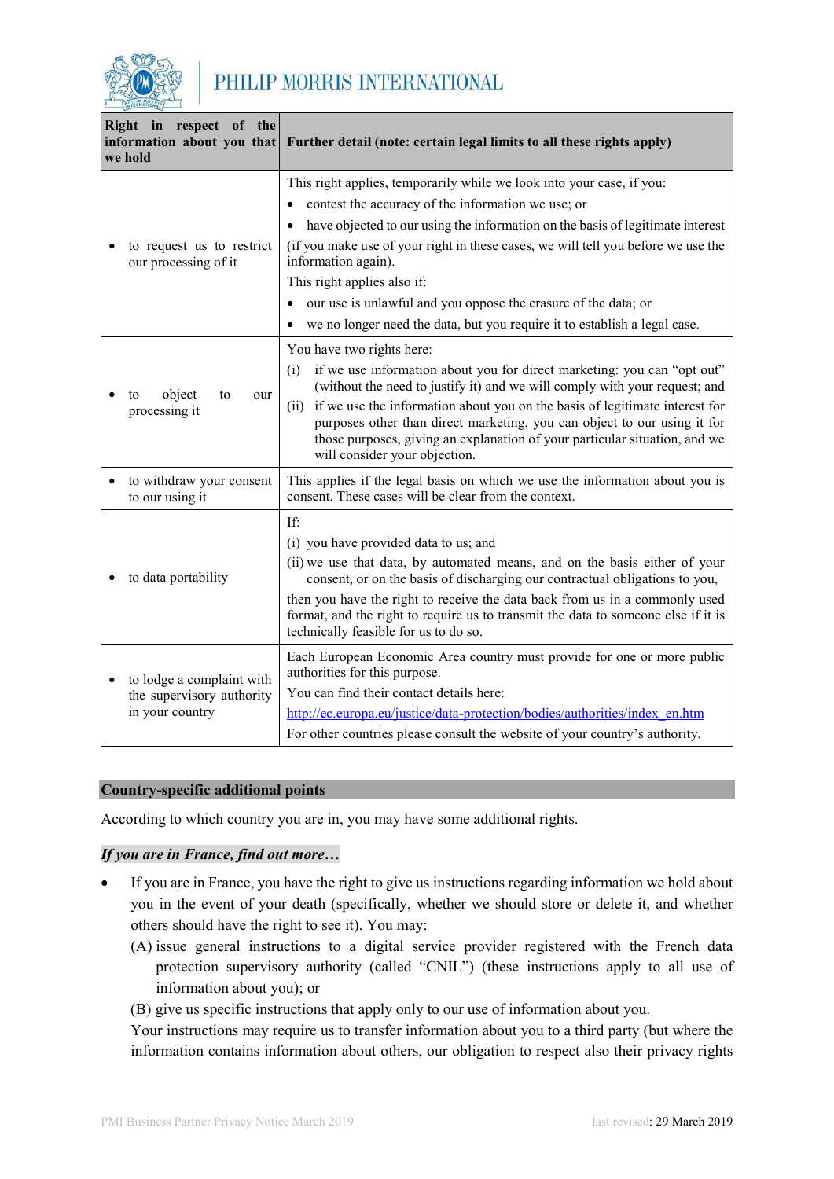| Right in respect of the information about you that we hold | Further detail (note: certain legal limits to all these rights apply) |
|---|---|
| • to request us to restrict our processing of it | This right applies, temporarily while we look into your case, if you:<br>• contest the accuracy of the information we use; or<br>• have objected to our using the information on the basis of legitimate interest<br>(if you make use of your right in these cases, we will tell you before we use the information again).<br>This right applies also if:<br>• our use is unlawful and you oppose the erasure of the data; or<br>• we no longer need the data, but you require it to establish a legal case. |
| • to object to our processing it | You have two rights here:<br>(i) if we use information about you for direct marketing: you can "opt out" (without the need to justify it) and we will comply with your request; and<br>(ii) if we use the information about you on the basis of legitimate interest for purposes other than direct marketing, you can object to our using it for those purposes, giving an explanation of your particular situation, and we will consider your objection. |
| • to withdraw your consent to our using it | This applies if the legal basis on which we use the information about you is consent. These cases will be clear from the context. |
| • to data portability | If:<br>(i) you have provided data to us; and<br>(ii) we use that data, by automated means, and on the basis either of your consent, or on the basis of discharging our contractual obligations to you,<br>then you have the right to receive the data back from us in a commonly used format, and the right to require us to transmit the data to someone else if it is technically feasible for us to do so. |
| • to lodge a complaint with the supervisory authority in your country | Each European Economic Area country must provide for one or more public authorities for this purpose.<br>You can find their contact details here:<br>[http://ec.europa.eu/justice/data-protection/bodies/authorities/index_en.htm](http://ec.europa.eu/justice/data-protection/bodies/authorities/index_en.htm)<br>For other countries please consult the website of your country's authority. |

## Country-specific additional points

According to which country you are in, you may have some additional rights.

***If you are in France, find out more…***

- If you are in France, you have the right to give us instructions regarding information we hold about you in the event of your death (specifically, whether we should store or delete it, and whether others should have the right to see it). You may:
  - (A) issue general instructions to a digital service provider registered with the French data protection supervisory authority (called "CNIL") (these instructions apply to all use of information about you); or
  - (B) give us specific instructions that apply only to our use of information about you.

  Your instructions may require us to transfer information about you to a third party (but where the information contains information about others, our obligation to respect also their privacy rights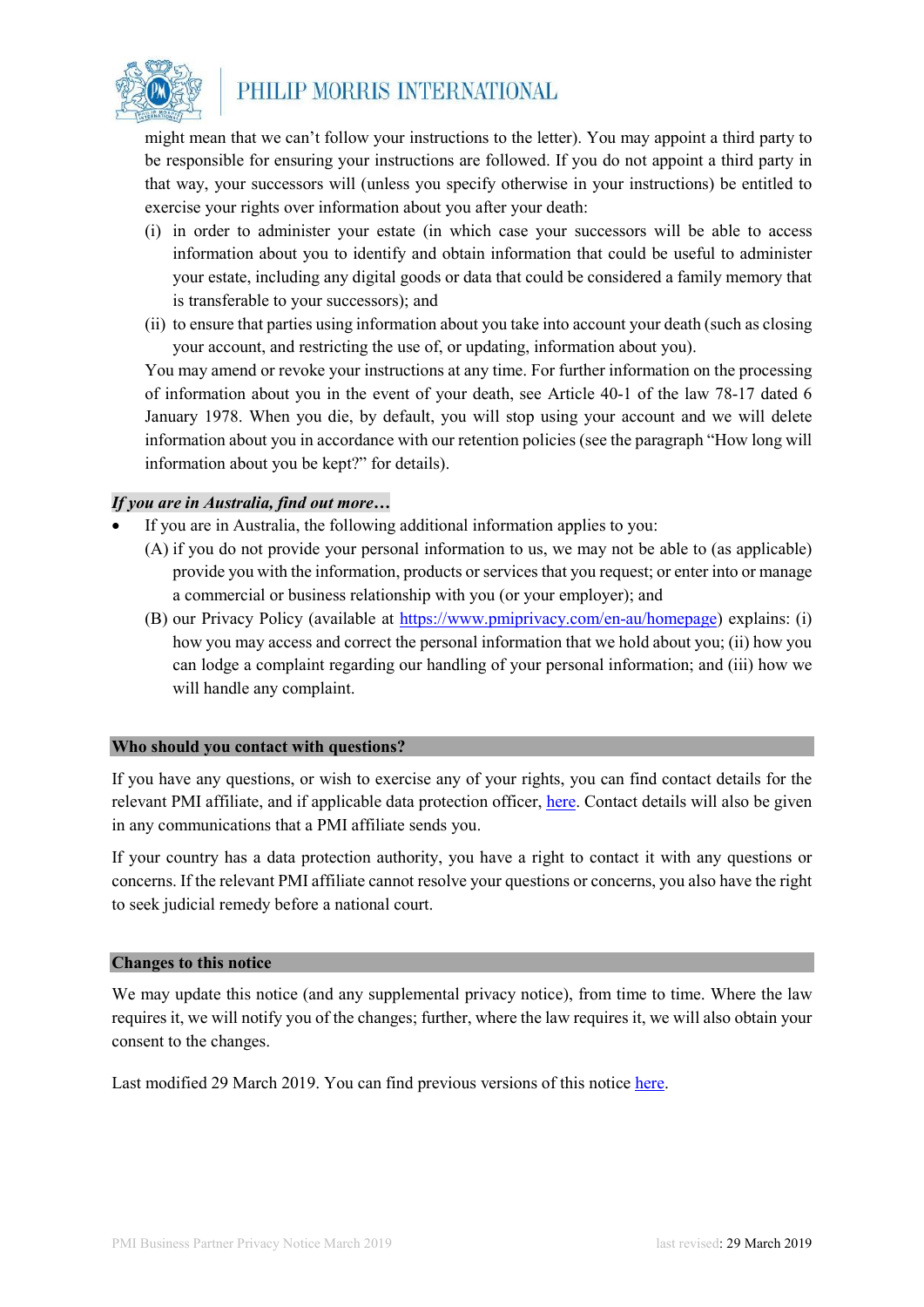might mean that we can't follow your instructions to the letter). You may appoint a third party to be responsible for ensuring your instructions are followed. If you do not appoint a third party in that way, your successors will (unless you specify otherwise in your instructions) be entitled to exercise your rights over information about you after your death:

(i) in order to administer your estate (in which case your successors will be able to access information about you to identify and obtain information that could be useful to administer your estate, including any digital goods or data that could be considered a family memory that is transferable to your successors); and

(ii) to ensure that parties using information about you take into account your death (such as closing your account, and restricting the use of, or updating, information about you).

You may amend or revoke your instructions at any time. For further information on the processing of information about you in the event of your death, see Article 40-1 of the law 78-17 dated 6 January 1978. When you die, by default, you will stop using your account and we will delete information about you in accordance with our retention policies (see the paragraph "How long will information about you be kept?" for details).

***If you are in Australia, find out more…***

- If you are in Australia, the following additional information applies to you:
  (A) if you do not provide your personal information to us, we may not be able to (as applicable) provide you with the information, products or services that you request; or enter into or manage a commercial or business relationship with you (or your employer); and
  (B) our Privacy Policy (available at [https://www.pmiprivacy.com/en-au/homepage](https://www.pmiprivacy.com/en-au/homepage)) explains: (i) how you may access and correct the personal information that we hold about you; (ii) how you can lodge a complaint regarding our handling of your personal information; and (iii) how we will handle any complaint.

## Who should you contact with questions?

If you have any questions, or wish to exercise any of your rights, you can find contact details for the relevant PMI affiliate, and if applicable data protection officer, here. Contact details will also be given in any communications that a PMI affiliate sends you.

If your country has a data protection authority, you have a right to contact it with any questions or concerns. If the relevant PMI affiliate cannot resolve your questions or concerns, you also have the right to seek judicial remedy before a national court.

## Changes to this notice

We may update this notice (and any supplemental privacy notice), from time to time. Where the law requires it, we will notify you of the changes; further, where the law requires it, we will also obtain your consent to the changes.

Last modified 29 March 2019. You can find previous versions of this notice here.